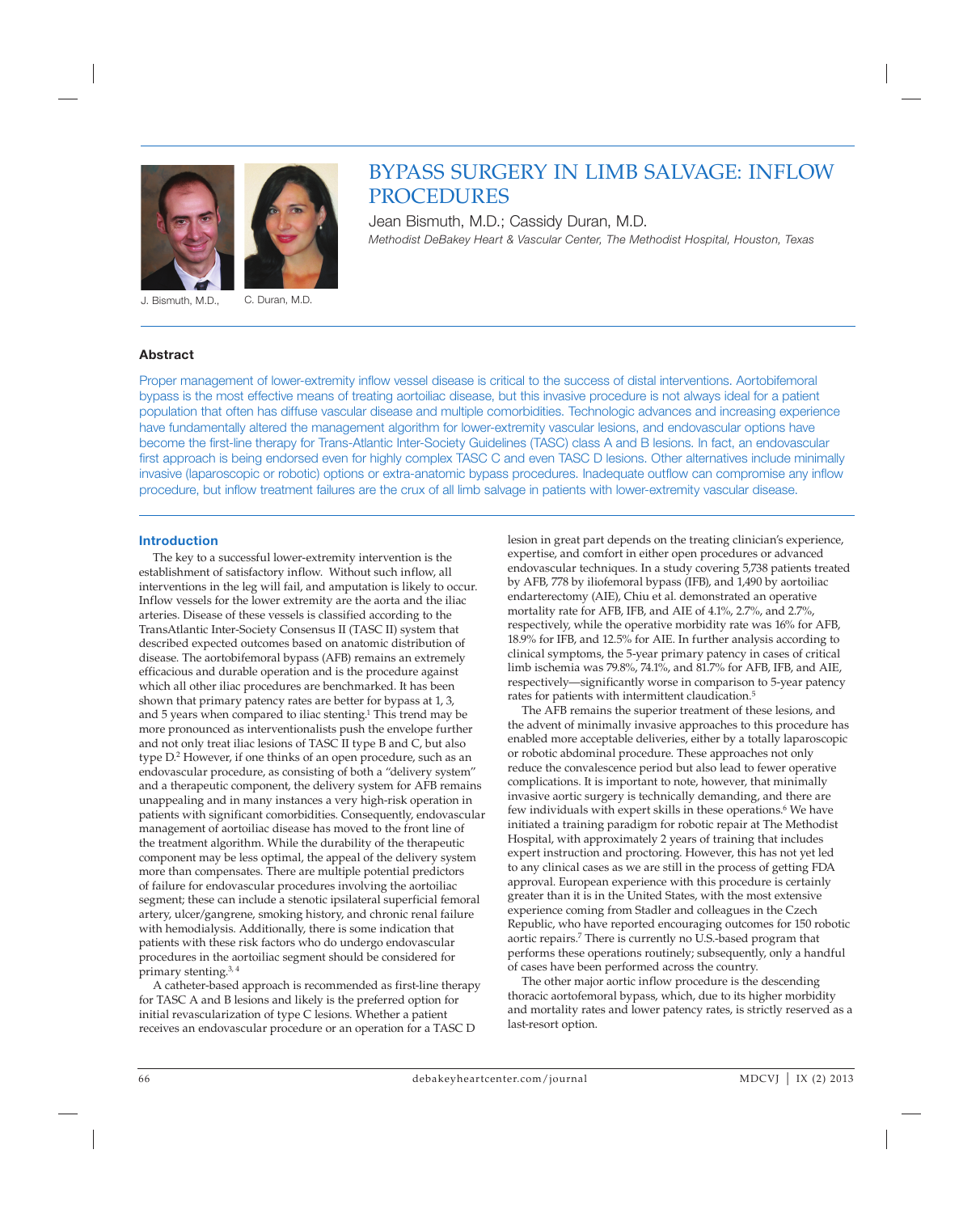# BYPASS SURGERY IN LIMB SALVAGE: INFLOW PROCEDURES

Jean Bismuth, M.D.; Cassidy Duran, M.D.

*Methodist DeBakey Heart & Vascular Center, The Methodist Hospital, Houston, Texas*

J. Bismuth, M.D., C. Duran, M.D.

## Abstract

Proper management of lower-extremity inflow vessel disease is critical to the success of distal interventions. Aortobifemoral bypass is the most effective means of treating aortoiliac disease, but this invasive procedure is not always ideal for a patient population that often has diffuse vascular disease and multiple comorbidities. Technologic advances and increasing experience have fundamentally altered the management algorithm for lower-extremity vascular lesions, and endovascular options have become the first-line therapy for Trans-Atlantic Inter-Society Guidelines (TASC) class A and B lesions. In fact, an endovascular first approach is being endorsed even for highly complex TASC C and even TASC D lesions. Other alternatives include minimally invasive (laparoscopic or robotic) options or extra-anatomic bypass procedures. Inadequate outflow can compromise any inflow procedure, but inflow treatment failures are the crux of all limb salvage in patients with lower-extremity vascular disease.

## Introduction

The key to a successful lower-extremity intervention is the establishment of satisfactory inflow. Without such inflow, all interventions in the leg will fail, and amputation is likely to occur. Inflow vessels for the lower extremity are the aorta and the iliac arteries. Disease of these vessels is classified according to the TransAtlantic Inter-Society Consensus II (TASC II) system that described expected outcomes based on anatomic distribution of disease. The aortobifemoral bypass (AFB) remains an extremely efficacious and durable operation and is the procedure against which all other iliac procedures are benchmarked. It has been shown that primary patency rates are better for bypass at 1, 3, and 5 years when compared to iliac stenting.[1] This trend may be more pronounced as interventionalists push the envelope further and not only treat iliac lesions of TASC II type B and C, but also type D.[2] However, if one thinks of an open procedure, such as an endovascular procedure, as consisting of both a "delivery system" and a therapeutic component, the delivery system for AFB remains unappealing and in many instances a very high-risk operation in patients with significant comorbidities. Consequently, endovascular management of aortoiliac disease has moved to the front line of the treatment algorithm. While the durability of the therapeutic component may be less optimal, the appeal of the delivery system more than compensates. There are multiple potential predictors of failure for endovascular procedures involving the aortoiliac segment; these can include a stenotic ipsilateral superficial femoral artery, ulcer/gangrene, smoking history, and chronic renal failure with hemodialysis. Additionally, there is some indication that patients with these risk factors who do undergo endovascular procedures in the aortoiliac segment should be considered for primary stenting.[3, 4]

A catheter-based approach is recommended as first-line therapy for TASC A and B lesions and likely is the preferred option for initial revascularization of type C lesions. Whether a patient receives an endovascular procedure or an operation for a TASC D lesion in great part depends on the treating clinician's experience, expertise, and comfort in either open procedures or advanced endovascular techniques. In a study covering 5,738 patients treated by AFB, 778 by iliofemoral bypass (IFB), and 1,490 by aortoiliac endarterectomy (AIE), Chiu et al. demonstrated an operative mortality rate for AFB, IFB, and AIE of 4.1%, 2.7%, and 2.7%, respectively, while the operative morbidity rate was 16% for AFB, 18.9% for IFB, and 12.5% for AIE. In further analysis according to clinical symptoms, the 5-year primary patency in cases of critical limb ischemia was 79.8%, 74.1%, and 81.7% for AFB, IFB, and AIE, respectively—significantly worse in comparison to 5-year patency rates for patients with intermittent claudication.[5]

The AFB remains the superior treatment of these lesions, and the advent of minimally invasive approaches to this procedure has enabled more acceptable deliveries, either by a totally laparoscopic or robotic abdominal procedure. These approaches not only reduce the convalescence period but also lead to fewer operative complications. It is important to note, however, that minimally invasive aortic surgery is technically demanding, and there are few individuals with expert skills in these operations.[6] We have initiated a training paradigm for robotic repair at The Methodist Hospital, with approximately 2 years of training that includes expert instruction and proctoring. However, this has not yet led to any clinical cases as we are still in the process of getting FDA approval. European experience with this procedure is certainly greater than it is in the United States, with the most extensive experience coming from Stadler and colleagues in the Czech Republic, who have reported encouraging outcomes for 150 robotic aortic repairs.[7] There is currently no U.S.-based program that performs these operations routinely; subsequently, only a handful of cases have been performed across the country.

The other major aortic inflow procedure is the descending thoracic aortofemoral bypass, which, due to its higher morbidity and mortality rates and lower patency rates, is strictly reserved as a last-resort option.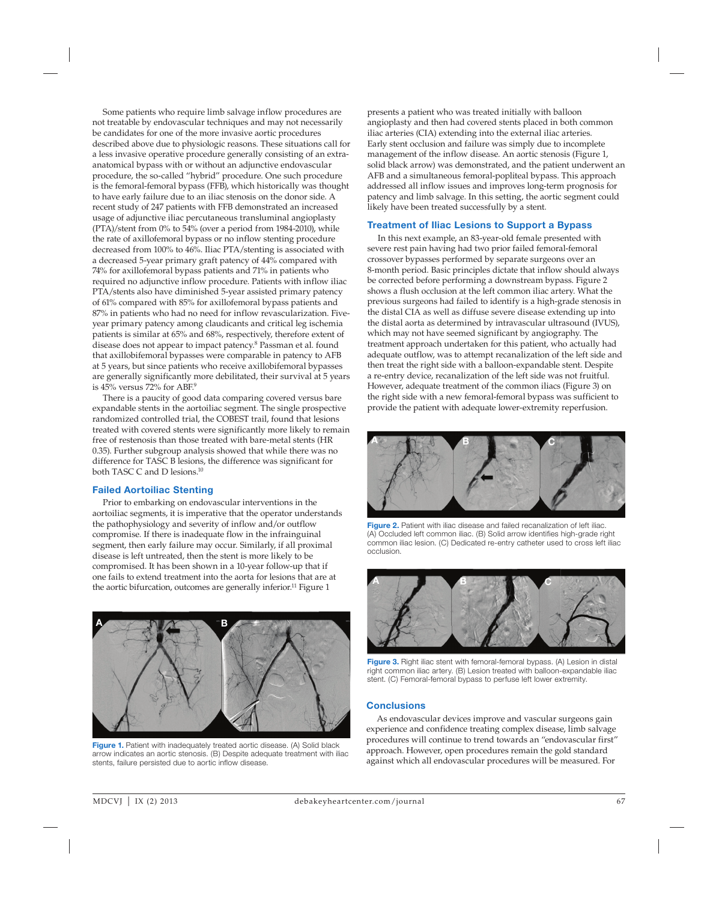Some patients who require limb salvage inflow procedures are not treatable by endovascular techniques and may not necessarily be candidates for one of the more invasive aortic procedures described above due to physiologic reasons. These situations call for a less invasive operative procedure generally consisting of an extra-anatomical bypass with or without an adjunctive endovascular procedure, the so-called "hybrid" procedure. One such procedure is the femoral-femoral bypass (FFB), which historically was thought to have early failure due to an iliac stenosis on the donor side. A recent study of 247 patients with FFB demonstrated an increased usage of adjunctive iliac percutaneous transluminal angioplasty (PTA)/stent from 0% to 54% (over a period from 1984-2010), while the rate of axillofemoral bypass or no inflow stenting procedure decreased from 100% to 46%. Iliac PTA/stenting is associated with a decreased 5-year primary graft patency of 44% compared with 74% for axillofemoral bypass patients and 71% in patients who required no adjunctive inflow procedure. Patients with inflow iliac PTA/stents also have diminished 5-year assisted primary patency of 61% compared with 85% for axillofemoral bypass patients and 87% in patients who had no need for inflow revascularization. Five-year primary patency among claudicants and critical leg ischemia patients is similar at 65% and 68%, respectively, therefore extent of disease does not appear to impact patency.[8] Passman et al. found that axillobifemoral bypasses were comparable in patency to AFB at 5 years, but since patients who receive axillobifemoral bypasses are generally significantly more debilitated, their survival at 5 years is 45% versus 72% for ABF.[9]

There is a paucity of good data comparing covered versus bare expandable stents in the aortoiliac segment. The single prospective randomized controlled trial, the COBEST trail, found that lesions treated with covered stents were significantly more likely to remain free of restenosis than those treated with bare-metal stents (HR 0.35). Further subgroup analysis showed that while there was no difference for TASC B lesions, the difference was significant for both TASC C and D lesions.[10]

## Failed Aortoiliac Stenting

Prior to embarking on endovascular interventions in the aortoiliac segments, it is imperative that the operator understands the pathophysiology and severity of inflow and/or outflow compromise. If there is inadequate flow in the infrainguinal segment, then early failure may occur. Similarly, if all proximal disease is left untreated, then the stent is more likely to be compromised. It has been shown in a 10-year follow-up that if one fails to extend treatment into the aorta for lesions that are at the aortic bifurcation, outcomes are generally inferior.[11] Figure 1 presents a patient who was treated initially with balloon angioplasty and then had covered stents placed in both common iliac arteries (CIA) extending into the external iliac arteries. Early stent occlusion and failure was simply due to incomplete management of the inflow disease. An aortic stenosis (Figure 1, solid black arrow) was demonstrated, and the patient underwent an AFB and a simultaneous femoral-popliteal bypass. This approach addressed all inflow issues and improves long-term prognosis for patency and limb salvage. In this setting, the aortic segment could likely have been treated successfully by a stent.

**Figure 1.** Patient with inadequately treated aortic disease. (A) Solid black arrow indicates an aortic stenosis. (B) Despite adequate treatment with iliac stents, failure persisted due to aortic inflow disease.

## Treatment of Iliac Lesions to Support a Bypass

In this next example, an 83-year-old female presented with severe rest pain having had two prior failed femoral-femoral crossover bypasses performed by separate surgeons over an 8-month period. Basic principles dictate that inflow should always be corrected before performing a downstream bypass. Figure 2 shows a flush occlusion at the left common iliac artery. What the previous surgeons had failed to identify is a high-grade stenosis in the distal CIA as well as diffuse severe disease extending up into the distal aorta as determined by intravascular ultrasound (IVUS), which may not have seemed significant by angiography. The treatment approach undertaken for this patient, who actually had adequate outflow, was to attempt recanalization of the left side and then treat the right side with a balloon-expandable stent. Despite a re-entry device, recanalization of the left side was not fruitful. However, adequate treatment of the common iliacs (Figure 3) on the right side with a new femoral-femoral bypass was sufficient to provide the patient with adequate lower-extremity reperfusion.

**Figure 2.** Patient with iliac disease and failed recanalization of left iliac. (A) Occluded left common iliac. (B) Solid arrow identifies high-grade right common iliac lesion. (C) Dedicated re-entry catheter used to cross left iliac occlusion.

**Figure 3.** Right iliac stent with femoral-femoral bypass. (A) Lesion in distal right common iliac artery. (B) Lesion treated with balloon-expandable iliac stent. (C) Femoral-femoral bypass to perfuse left lower extremity.

## Conclusions

As endovascular devices improve and vascular surgeons gain experience and confidence treating complex disease, limb salvage procedures will continue to trend towards an "endovascular first" approach. However, open procedures remain the gold standard against which all endovascular procedures will be measured. For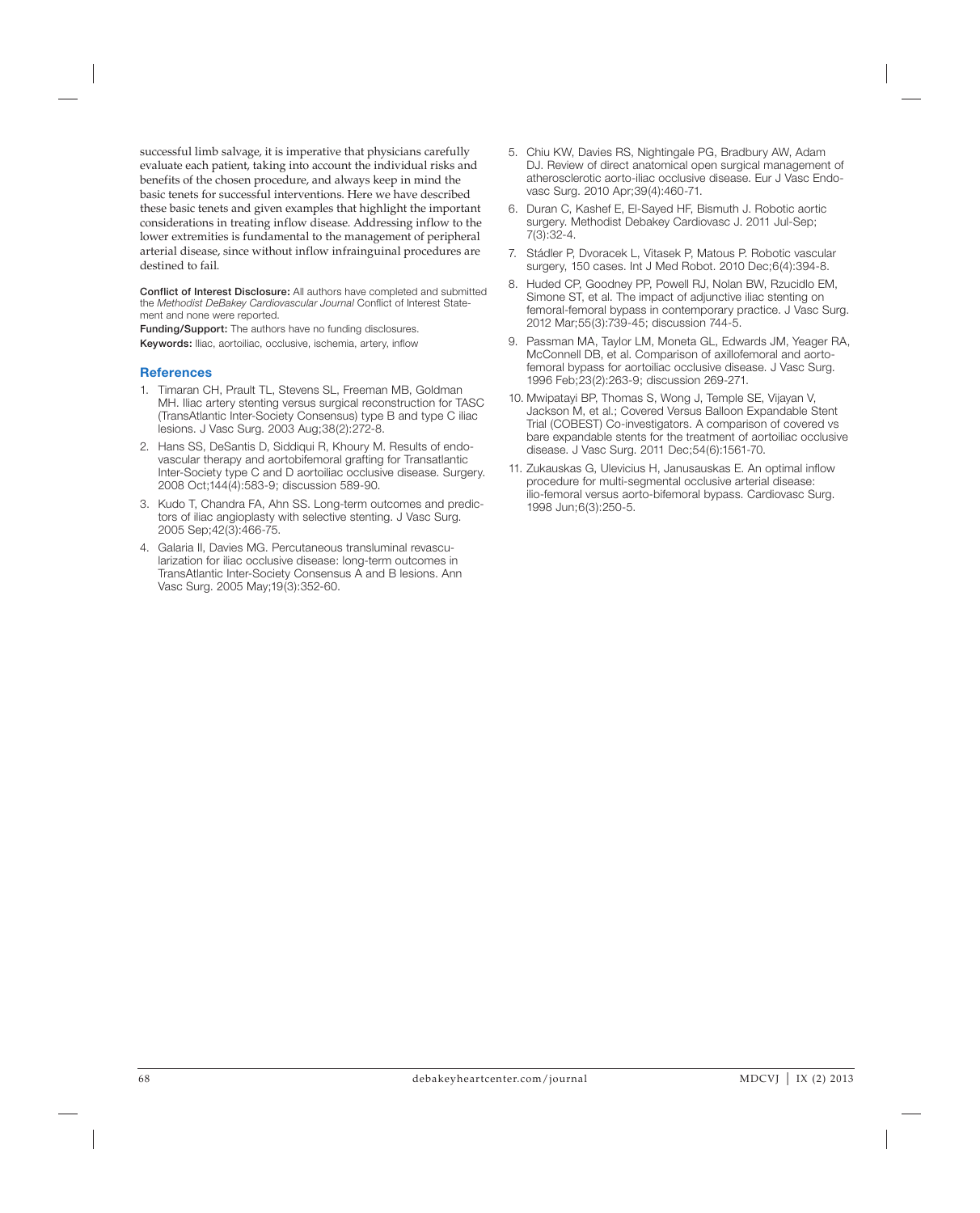successful limb salvage, it is imperative that physicians carefully evaluate each patient, taking into account the individual risks and benefits of the chosen procedure, and always keep in mind the basic tenets for successful interventions. Here we have described these basic tenets and given examples that highlight the important considerations in treating inflow disease. Addressing inflow to the lower extremities is fundamental to the management of peripheral arterial disease, since without inflow infrainguinal procedures are destined to fail.

**Conflict of Interest Disclosure:** All authors have completed and submitted the *Methodist DeBakey Cardiovascular Journal* Conflict of Interest Statement and none were reported.

**Funding/Support:** The authors have no funding disclosures.

**Keywords:** Iliac, aortoiliac, occlusive, ischemia, artery, inflow

## References

1. Timaran CH, Prault TL, Stevens SL, Freeman MB, Goldman MH. Iliac artery stenting versus surgical reconstruction for TASC (TransAtlantic Inter-Society Consensus) type B and type C iliac lesions. J Vasc Surg. 2003 Aug;38(2):272-8.
2. Hans SS, DeSantis D, Siddiqui R, Khoury M. Results of endovascular therapy and aortobifemoral grafting for Transatlantic Inter-Society type C and D aortoiliac occlusive disease. Surgery. 2008 Oct;144(4):583-9; discussion 589-90.
3. Kudo T, Chandra FA, Ahn SS. Long-term outcomes and predictors of iliac angioplasty with selective stenting. J Vasc Surg. 2005 Sep;42(3):466-75.
4. Galaria II, Davies MG. Percutaneous transluminal revascularization for iliac occlusive disease: long-term outcomes in TransAtlantic Inter-Society Consensus A and B lesions. Ann Vasc Surg. 2005 May;19(3):352-60.
5. Chiu KW, Davies RS, Nightingale PG, Bradbury AW, Adam DJ. Review of direct anatomical open surgical management of atherosclerotic aorto-iliac occlusive disease. Eur J Vasc Endovasc Surg. 2010 Apr;39(4):460-71.
6. Duran C, Kashef E, El-Sayed HF, Bismuth J. Robotic aortic surgery. Methodist Debakey Cardiovasc J. 2011 Jul-Sep; 7(3):32-4.
7. Stádler P, Dvoracek L, Vitasek P, Matous P. Robotic vascular surgery, 150 cases. Int J Med Robot. 2010 Dec;6(4):394-8.
8. Huded CP, Goodney PP, Powell RJ, Nolan BW, Rzucidlo EM, Simone ST, et al. The impact of adjunctive iliac stenting on femoral-femoral bypass in contemporary practice. J Vasc Surg. 2012 Mar;55(3):739-45; discussion 744-5.
9. Passman MA, Taylor LM, Moneta GL, Edwards JM, Yeager RA, McConnell DB, et al. Comparison of axillofemoral and aortofemoral bypass for aortoiliac occlusive disease. J Vasc Surg. 1996 Feb;23(2):263-9; discussion 269-271.
10. Mwipatayi BP, Thomas S, Wong J, Temple SE, Vijayan V, Jackson M, et al.; Covered Versus Balloon Expandable Stent Trial (COBEST) Co-investigators. A comparison of covered vs bare expandable stents for the treatment of aortoiliac occlusive disease. J Vasc Surg. 2011 Dec;54(6):1561-70.
11. Zukauskas G, Ulevicius H, Janusauskas E. An optimal inflow procedure for multi-segmental occlusive arterial disease: ilio-femoral versus aorto-bifemoral bypass. Cardiovasc Surg. 1998 Jun;6(3):250-5.